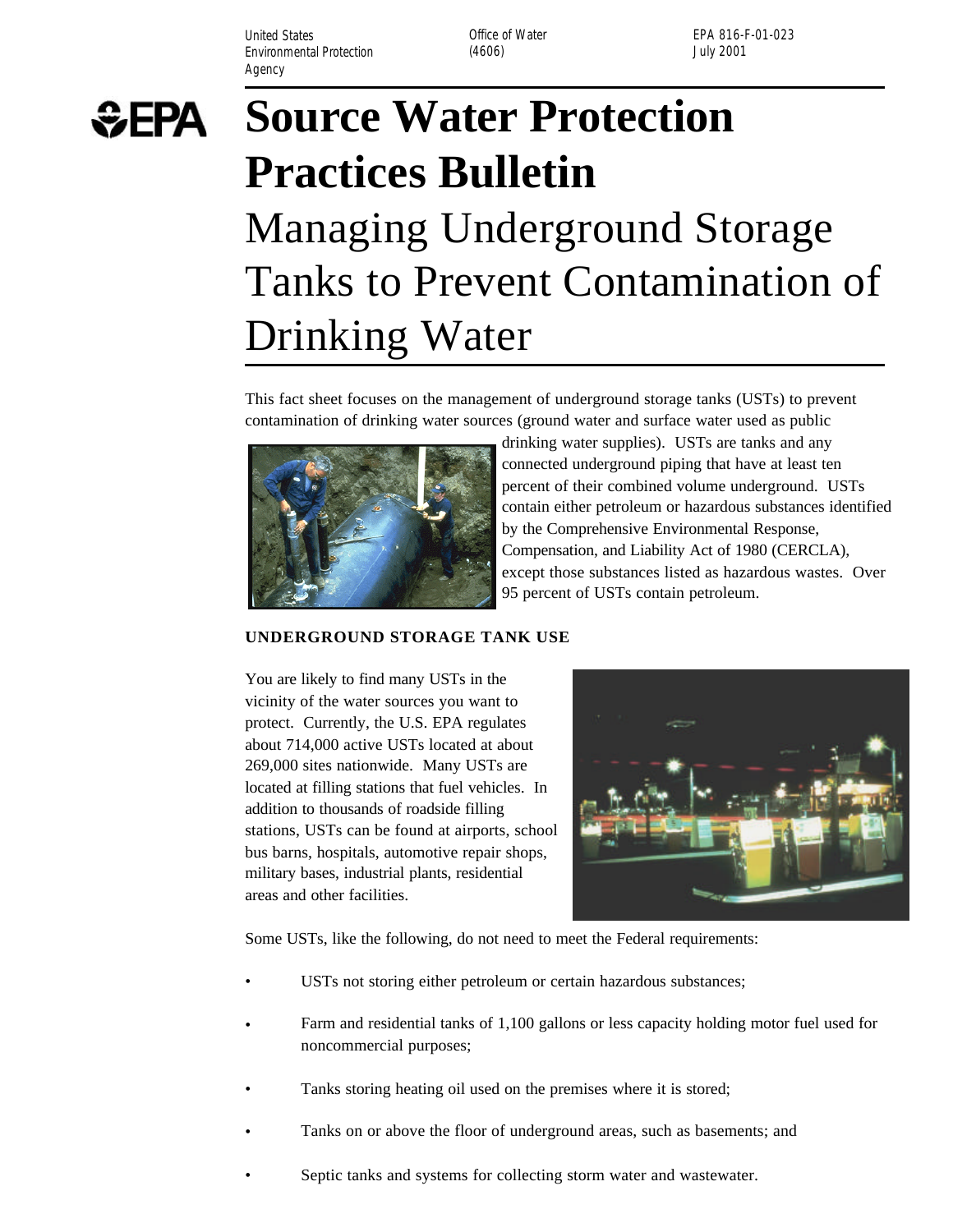United States Environmental Protection Agency | Office of Water (4606) | EPA 816-F-01-023 July 2001

# Source Water Protection Practices Bulletin

# Managing Underground Storage Tanks to Prevent Contamination of Drinking Water

This fact sheet focuses on the management of underground storage tanks (USTs) to prevent contamination of drinking water sources (ground water and surface water used as public drinking water supplies). USTs are tanks and any connected underground piping that have at least ten percent of their combined volume underground. USTs contain either petroleum or hazardous substances identified by the Comprehensive Environmental Response, Compensation, and Liability Act of 1980 (CERCLA), except those substances listed as hazardous wastes. Over 95 percent of USTs contain petroleum.

## UNDERGROUND STORAGE TANK USE

You are likely to find many USTs in the vicinity of the water sources you want to protect. Currently, the U.S. EPA regulates about 714,000 active USTs located at about 269,000 sites nationwide. Many USTs are located at filling stations that fuel vehicles. In addition to thousands of roadside filling stations, USTs can be found at airports, school bus barns, hospitals, automotive repair shops, military bases, industrial plants, residential areas and other facilities.

Some USTs, like the following, do not need to meet the Federal requirements:

- USTs not storing either petroleum or certain hazardous substances;
- Farm and residential tanks of 1,100 gallons or less capacity holding motor fuel used for noncommercial purposes;
- Tanks storing heating oil used on the premises where it is stored;
- Tanks on or above the floor of underground areas, such as basements; and
- Septic tanks and systems for collecting storm water and wastewater.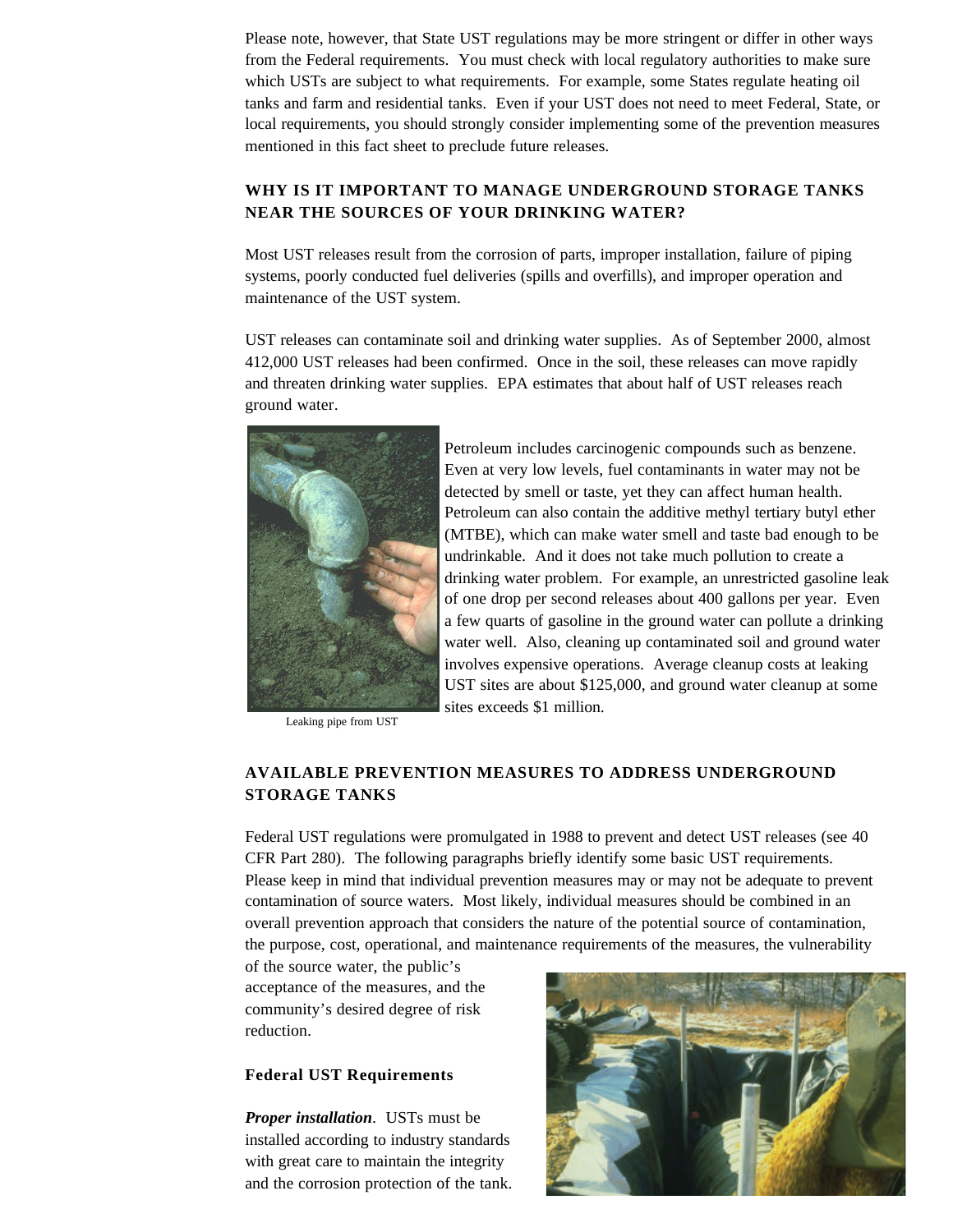Please note, however, that State UST regulations may be more stringent or differ in other ways from the Federal requirements. You must check with local regulatory authorities to make sure which USTs are subject to what requirements. For example, some States regulate heating oil tanks and farm and residential tanks. Even if your UST does not need to meet Federal, State, or local requirements, you should strongly consider implementing some of the prevention measures mentioned in this fact sheet to preclude future releases.

## WHY IS IT IMPORTANT TO MANAGE UNDERGROUND STORAGE TANKS NEAR THE SOURCES OF YOUR DRINKING WATER?

Most UST releases result from the corrosion of parts, improper installation, failure of piping systems, poorly conducted fuel deliveries (spills and overfills), and improper operation and maintenance of the UST system.

UST releases can contaminate soil and drinking water supplies. As of September 2000, almost 412,000 UST releases had been confirmed. Once in the soil, these releases can move rapidly and threaten drinking water supplies. EPA estimates that about half of UST releases reach ground water.

Leaking pipe from UST

Petroleum includes carcinogenic compounds such as benzene. Even at very low levels, fuel contaminants in water may not be detected by smell or taste, yet they can affect human health. Petroleum can also contain the additive methyl tertiary butyl ether (MTBE), which can make water smell and taste bad enough to be undrinkable. And it does not take much pollution to create a drinking water problem. For example, an unrestricted gasoline leak of one drop per second releases about 400 gallons per year. Even a few quarts of gasoline in the ground water can pollute a drinking water well. Also, cleaning up contaminated soil and ground water involves expensive operations. Average cleanup costs at leaking UST sites are about $125,000, and ground water cleanup at some sites exceeds $1 million.

## AVAILABLE PREVENTION MEASURES TO ADDRESS UNDERGROUND STORAGE TANKS

Federal UST regulations were promulgated in 1988 to prevent and detect UST releases (see 40 CFR Part 280). The following paragraphs briefly identify some basic UST requirements. Please keep in mind that individual prevention measures may or may not be adequate to prevent contamination of source waters. Most likely, individual measures should be combined in an overall prevention approach that considers the nature of the potential source of contamination, the purpose, cost, operational, and maintenance requirements of the measures, the vulnerability of the source water, the public's acceptance of the measures, and the community's desired degree of risk reduction.

### Federal UST Requirements

***Proper installation***. USTs must be installed according to industry standards with great care to maintain the integrity and the corrosion protection of the tank.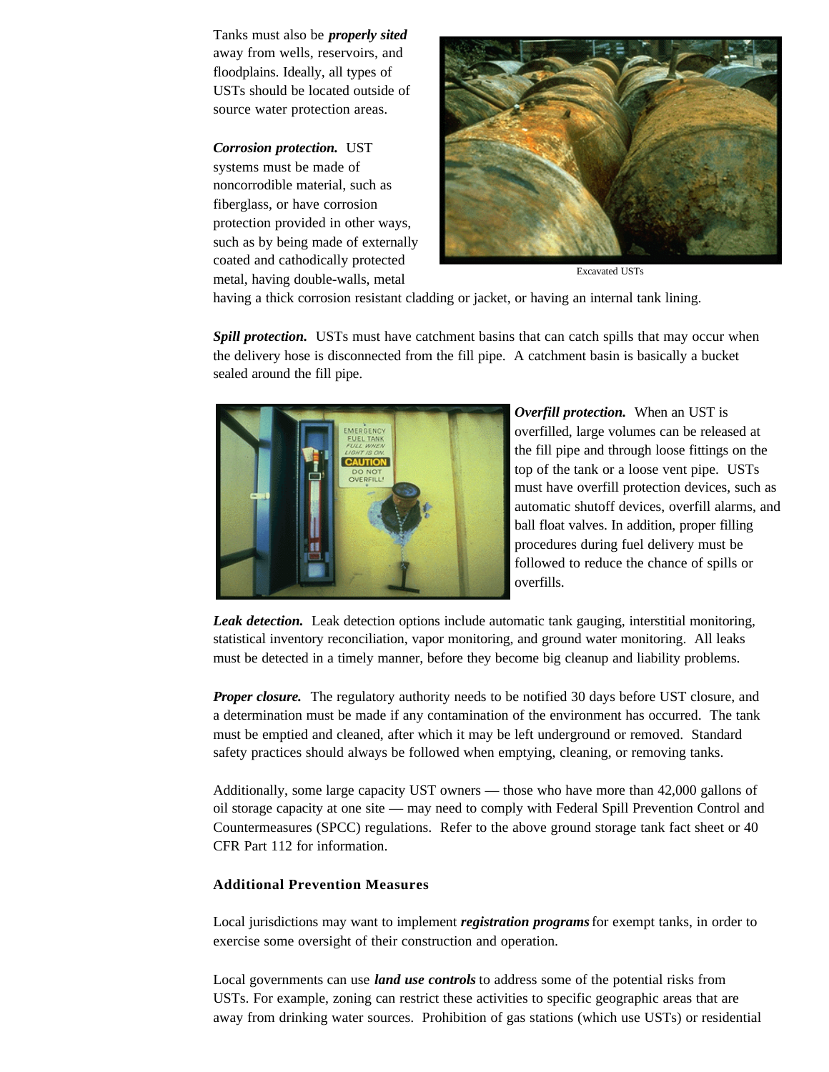Tanks must also be ***properly sited*** away from wells, reservoirs, and floodplains. Ideally, all types of USTs should be located outside of source water protection areas.

***Corrosion protection.*** UST systems must be made of noncorrodible material, such as fiberglass, or have corrosion protection provided in other ways, such as by being made of externally coated and cathodically protected metal, having double-walls, metal having a thick corrosion resistant cladding or jacket, or having an internal tank lining.

Excavated USTs

***Spill protection.*** USTs must have catchment basins that can catch spills that may occur when the delivery hose is disconnected from the fill pipe. A catchment basin is basically a bucket sealed around the fill pipe.

***Overfill protection.*** When an UST is overfilled, large volumes can be released at the fill pipe and through loose fittings on the top of the tank or a loose vent pipe. USTs must have overfill protection devices, such as automatic shutoff devices, overfill alarms, and ball float valves. In addition, proper filling procedures during fuel delivery must be followed to reduce the chance of spills or overfills.

***Leak detection.*** Leak detection options include automatic tank gauging, interstitial monitoring, statistical inventory reconciliation, vapor monitoring, and ground water monitoring. All leaks must be detected in a timely manner, before they become big cleanup and liability problems.

***Proper closure.*** The regulatory authority needs to be notified 30 days before UST closure, and a determination must be made if any contamination of the environment has occurred. The tank must be emptied and cleaned, after which it may be left underground or removed. Standard safety practices should always be followed when emptying, cleaning, or removing tanks.

Additionally, some large capacity UST owners — those who have more than 42,000 gallons of oil storage capacity at one site — may need to comply with Federal Spill Prevention Control and Countermeasures (SPCC) regulations. Refer to the above ground storage tank fact sheet or 40 CFR Part 112 for information.

**Additional Prevention Measures**

Local jurisdictions may want to implement ***registration programs*** for exempt tanks, in order to exercise some oversight of their construction and operation.

Local governments can use ***land use controls*** to address some of the potential risks from USTs. For example, zoning can restrict these activities to specific geographic areas that are away from drinking water sources. Prohibition of gas stations (which use USTs) or residential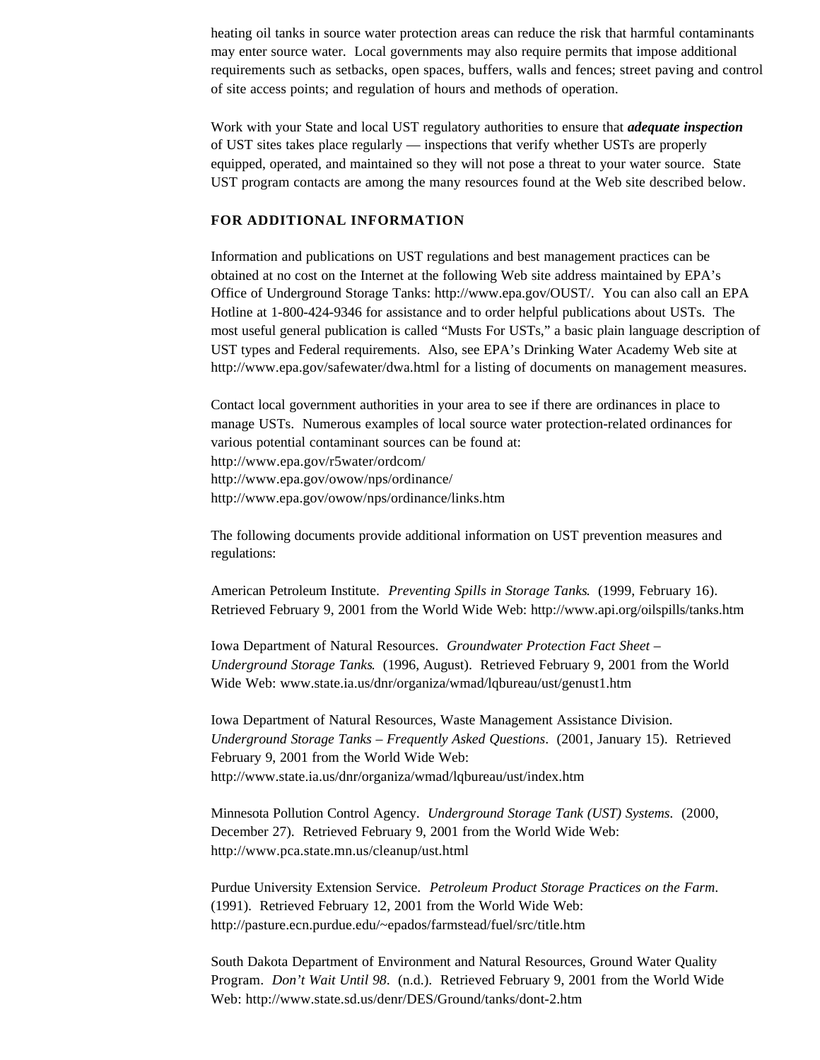heating oil tanks in source water protection areas can reduce the risk that harmful contaminants may enter source water.  Local governments may also require permits that impose additional requirements such as setbacks, open spaces, buffers, walls and fences; street paving and control of site access points; and regulation of hours and methods of operation.

Work with your State and local UST regulatory authorities to ensure that ***adequate inspection*** of UST sites takes place regularly — inspections that verify whether USTs are properly equipped, operated, and maintained so they will not pose a threat to your water source.  State UST program contacts are among the many resources found at the Web site described below.

## FOR ADDITIONAL INFORMATION

Information and publications on UST regulations and best management practices can be obtained at no cost on the Internet at the following Web site address maintained by EPA's Office of Underground Storage Tanks: http://www.epa.gov/OUST/.  You can also call an EPA Hotline at 1-800-424-9346 for assistance and to order helpful publications about USTs.  The most useful general publication is called "Musts For USTs," a basic plain language description of UST types and Federal requirements.  Also, see EPA's Drinking Water Academy Web site at http://www.epa.gov/safewater/dwa.html for a listing of documents on management measures.

Contact local government authorities in your area to see if there are ordinances in place to manage USTs.  Numerous examples of local source water protection-related ordinances for various potential contaminant sources can be found at:
http://www.epa.gov/r5water/ordcom/
http://www.epa.gov/owow/nps/ordinance/
http://www.epa.gov/owow/nps/ordinance/links.htm

The following documents provide additional information on UST prevention measures and regulations:

American Petroleum Institute.  *Preventing Spills in Storage Tanks*.  (1999, February 16).  Retrieved February 9, 2001 from the World Wide Web: http://www.api.org/oilspills/tanks.htm

Iowa Department of Natural Resources.  *Groundwater Protection Fact Sheet – Underground Storage Tanks*.  (1996, August).  Retrieved February 9, 2001 from the World Wide Web: www.state.ia.us/dnr/organiza/wmad/lqbureau/ust/genust1.htm

Iowa Department of Natural Resources, Waste Management Assistance Division.  *Underground Storage Tanks – Frequently Asked Questions*.  (2001, January 15).  Retrieved February 9, 2001 from the World Wide Web: http://www.state.ia.us/dnr/organiza/wmad/lqbureau/ust/index.htm

Minnesota Pollution Control Agency.  *Underground Storage Tank (UST) Systems*.  (2000, December 27).  Retrieved February 9, 2001 from the World Wide Web: http://www.pca.state.mn.us/cleanup/ust.html

Purdue University Extension Service.  *Petroleum Product Storage Practices on the Farm*.  (1991).  Retrieved February 12, 2001 from the World Wide Web: http://pasture.ecn.purdue.edu/~epados/farmstead/fuel/src/title.htm

South Dakota Department of Environment and Natural Resources, Ground Water Quality Program.  *Don't Wait Until 98*.  (n.d.).  Retrieved February 9, 2001 from the World Wide Web: http://www.state.sd.us/denr/DES/Ground/tanks/dont-2.htm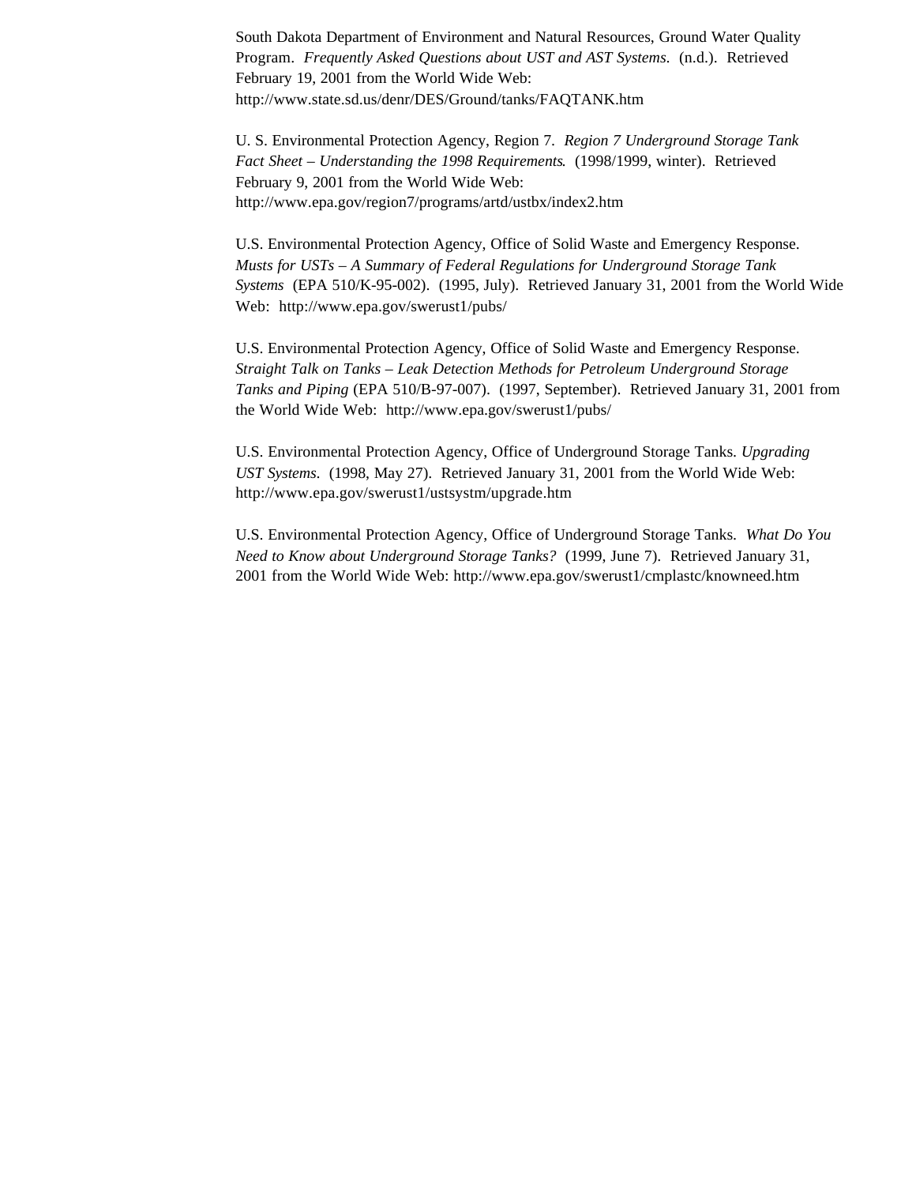South Dakota Department of Environment and Natural Resources, Ground Water Quality Program. *Frequently Asked Questions about UST and AST Systems*. (n.d.). Retrieved February 19, 2001 from the World Wide Web: http://www.state.sd.us/denr/DES/Ground/tanks/FAQTANK.htm

U. S. Environmental Protection Agency, Region 7. *Region 7 Underground Storage Tank Fact Sheet – Understanding the 1998 Requirements*. (1998/1999, winter). Retrieved February 9, 2001 from the World Wide Web: http://www.epa.gov/region7/programs/artd/ustbx/index2.htm

U.S. Environmental Protection Agency, Office of Solid Waste and Emergency Response. *Musts for USTs – A Summary of Federal Regulations for Underground Storage Tank Systems* (EPA 510/K-95-002). (1995, July). Retrieved January 31, 2001 from the World Wide Web: http://www.epa.gov/swerust1/pubs/

U.S. Environmental Protection Agency, Office of Solid Waste and Emergency Response. *Straight Talk on Tanks – Leak Detection Methods for Petroleum Underground Storage Tanks and Piping* (EPA 510/B-97-007). (1997, September). Retrieved January 31, 2001 from the World Wide Web: http://www.epa.gov/swerust1/pubs/

U.S. Environmental Protection Agency, Office of Underground Storage Tanks. *Upgrading UST Systems*. (1998, May 27). Retrieved January 31, 2001 from the World Wide Web: http://www.epa.gov/swerust1/ustsystm/upgrade.htm

U.S. Environmental Protection Agency, Office of Underground Storage Tanks. *What Do You Need to Know about Underground Storage Tanks?* (1999, June 7). Retrieved January 31, 2001 from the World Wide Web: http://www.epa.gov/swerust1/cmplastc/knowneed.htm